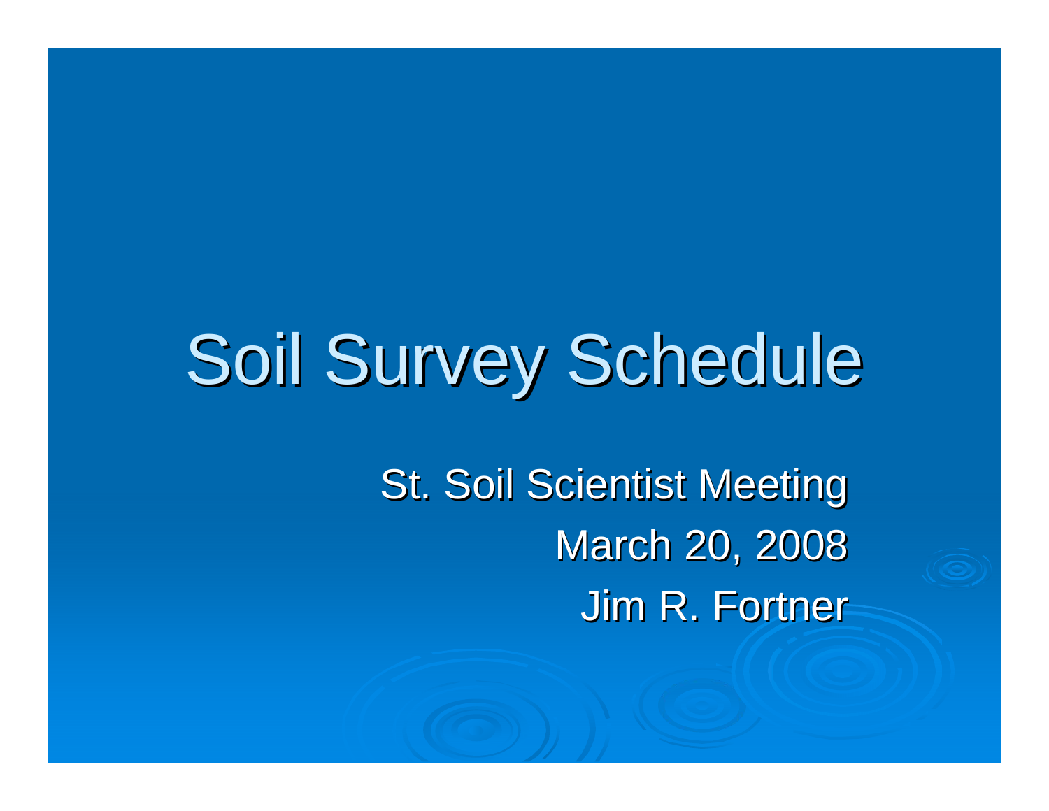# Soil Survey Schedule

St. Soil Scientist Meeting

March 20, 2008

Jim R. Fortner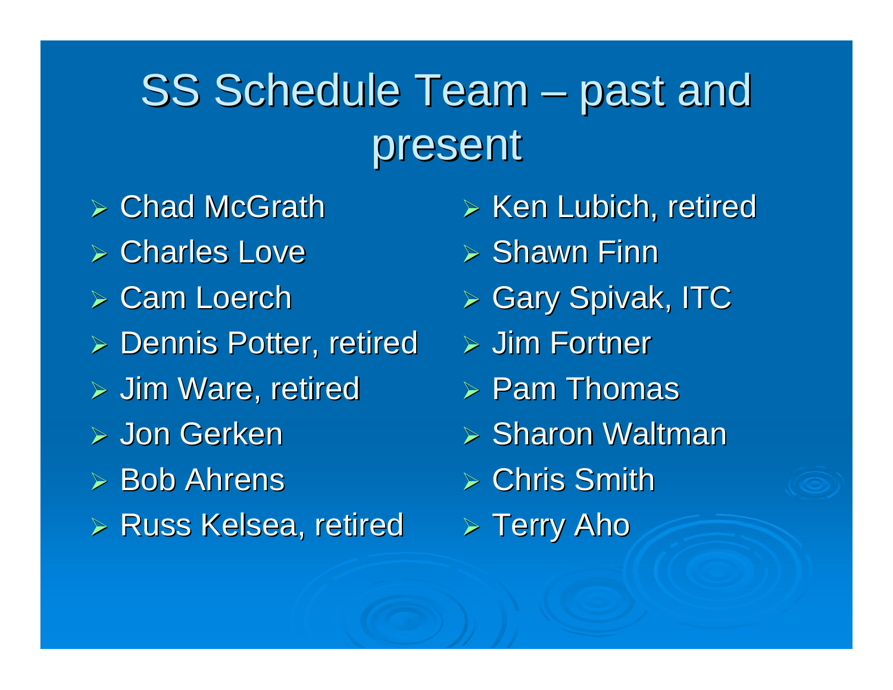# SS Schedule Team – past and present

- Chad McGrath
- Charles Love
- Cam Loerch
- Dennis Potter, retired
- Jim Ware, retired
- Jon Gerken
- Bob Ahrens
- Russ Kelsea, retired
- Ken Lubich, retired
- Shawn Finn
- Gary Spivak, ITC
- Jim Fortner
- Pam Thomas
- Sharon Waltman
- Chris Smith
- Terry Aho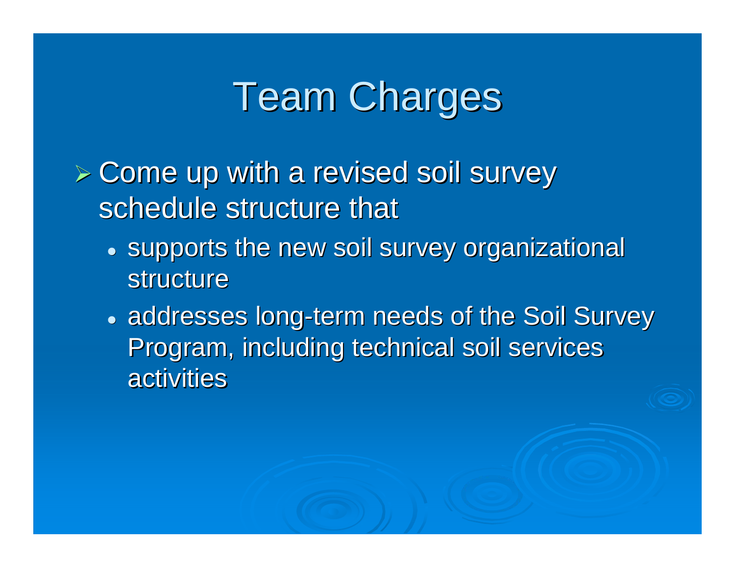# Team Charges

- Come up with a revised soil survey schedule structure that
  - supports the new soil survey organizational structure
  - addresses long-term needs of the Soil Survey Program, including technical soil services activities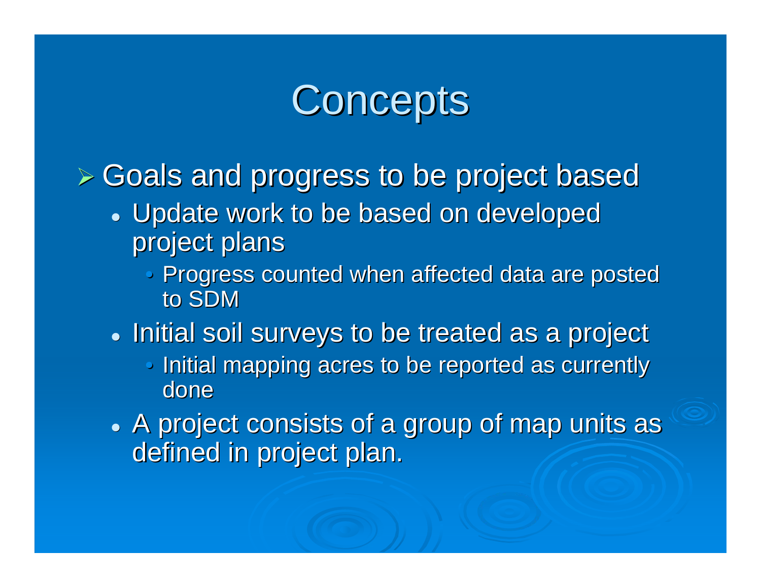# Concepts

- Goals and progress to be project based
  - Update work to be based on developed project plans
    - Progress counted when affected data are posted to SDM
  - Initial soil surveys to be treated as a project
    - Initial mapping acres to be reported as currently done
  - A project consists of a group of map units as defined in project plan.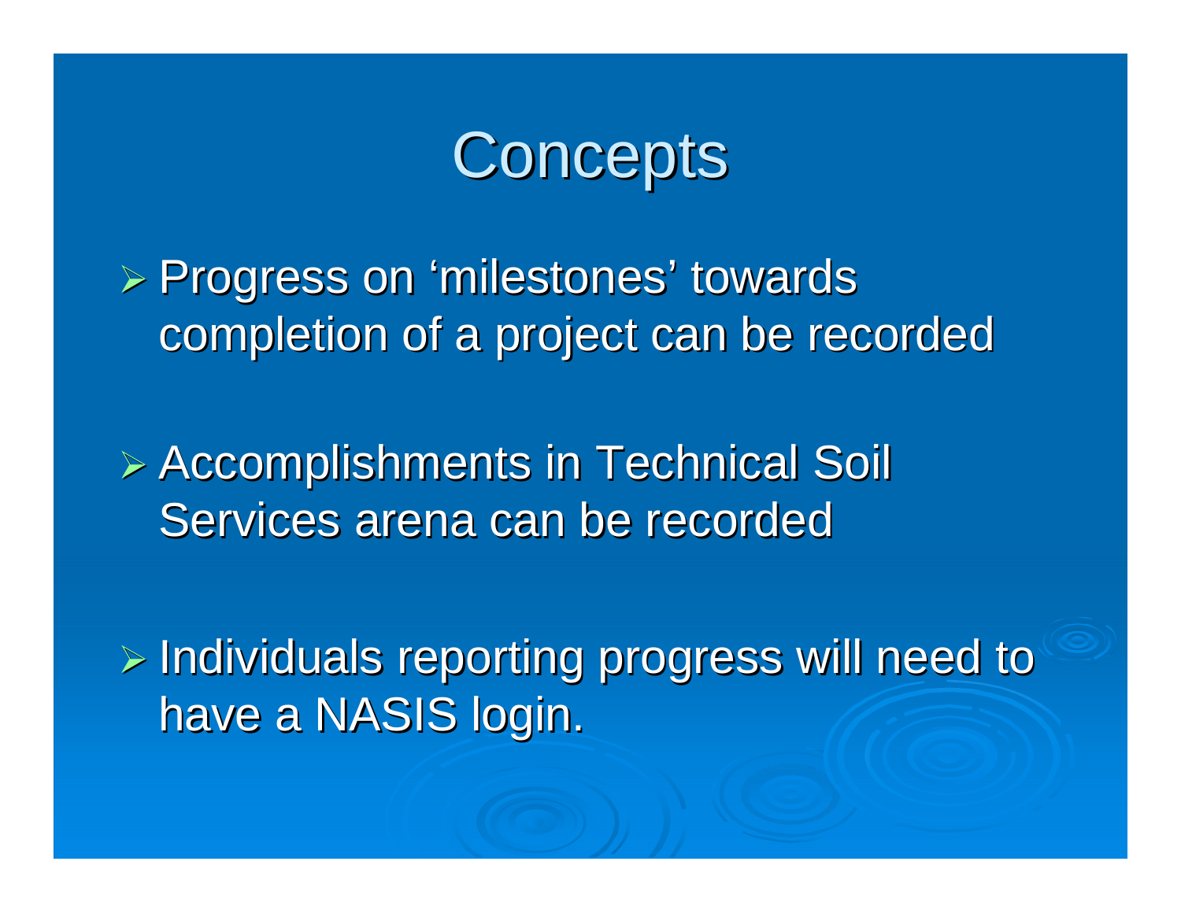# Concepts

- Progress on 'milestones' towards completion of a project can be recorded
- Accomplishments in Technical Soil Services arena can be recorded
- Individuals reporting progress will need to have a NASIS login.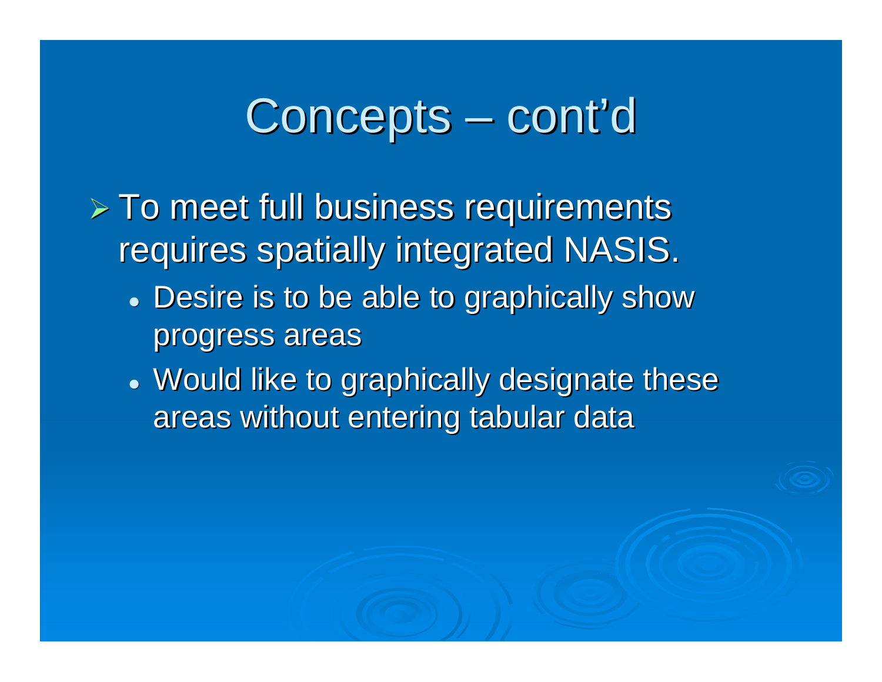# Concepts – cont'd

- To meet full business requirements requires spatially integrated NASIS.
  - Desire is to be able to graphically show progress areas
  - Would like to graphically designate these areas without entering tabular data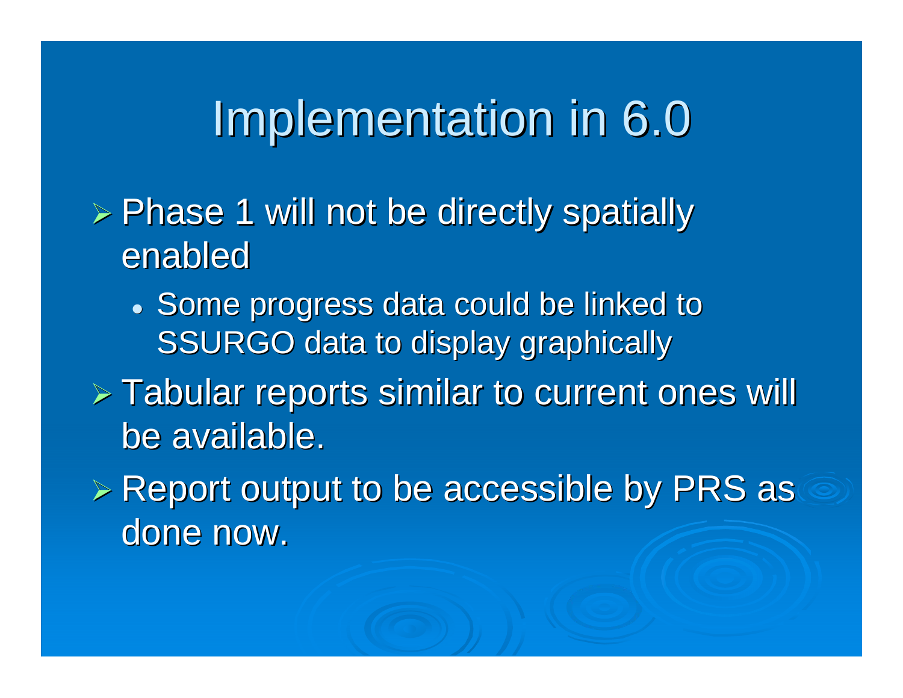# Implementation in 6.0

- Phase 1 will not be directly spatially enabled
  - Some progress data could be linked to SSURGO data to display graphically
- Tabular reports similar to current ones will be available.
- Report output to be accessible by PRS as done now.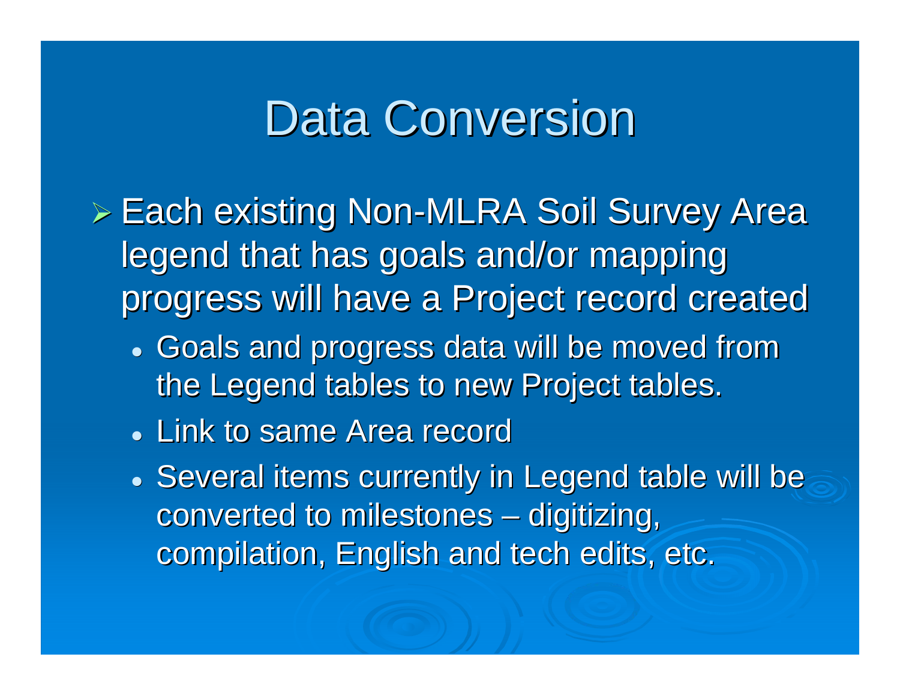# Data Conversion

- Each existing Non-MLRA Soil Survey Area legend that has goals and/or mapping progress will have a Project record created
  - Goals and progress data will be moved from the Legend tables to new Project tables.
  - Link to same Area record
  - Several items currently in Legend table will be converted to milestones – digitizing, compilation, English and tech edits, etc.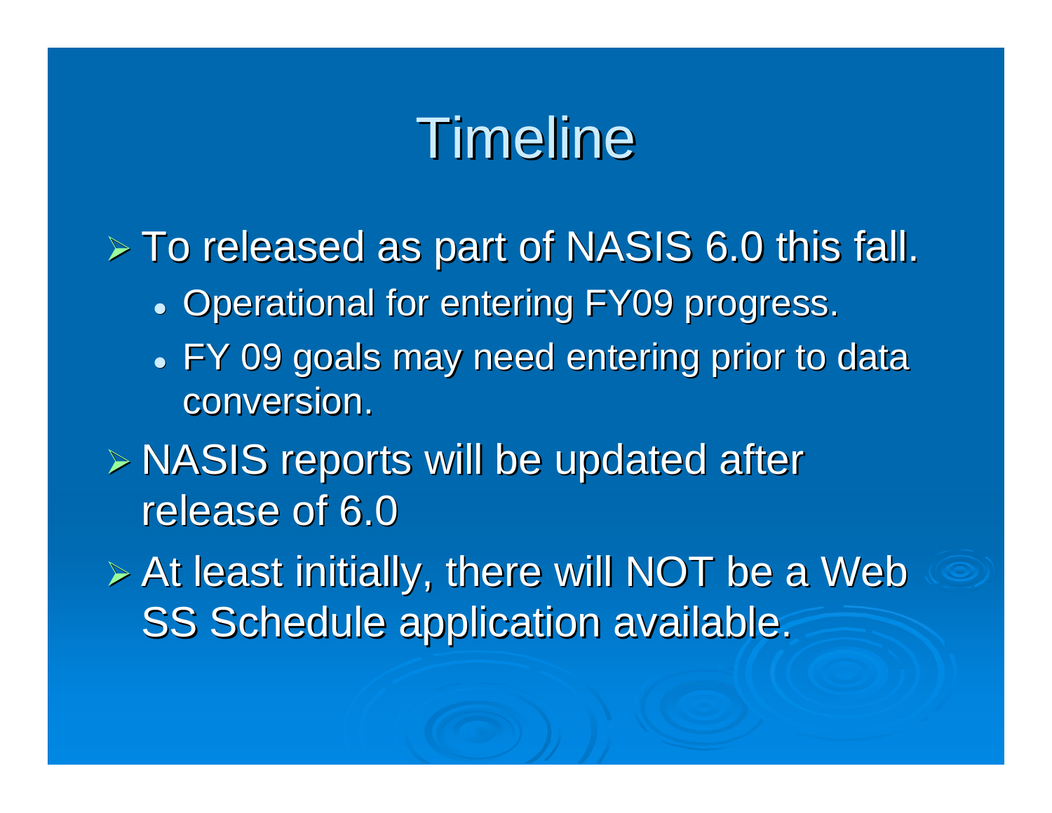# Timeline

- To released as part of NASIS 6.0 this fall.
  - Operational for entering FY09 progress.
  - FY 09 goals may need entering prior to data conversion.
- NASIS reports will be updated after release of 6.0
- At least initially, there will NOT be a Web SS Schedule application available.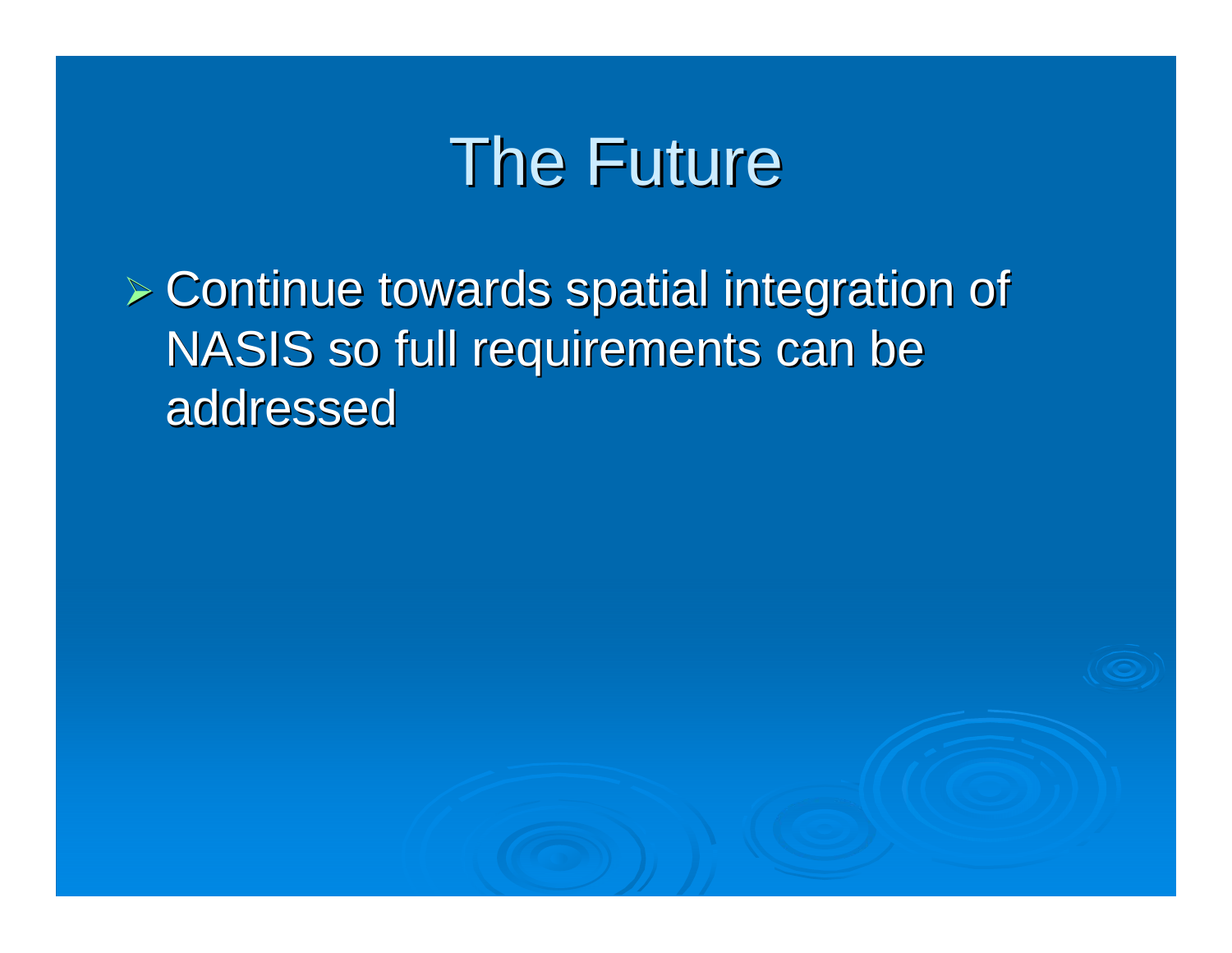# The Future

- Continue towards spatial integration of NASIS so full requirements can be addressed